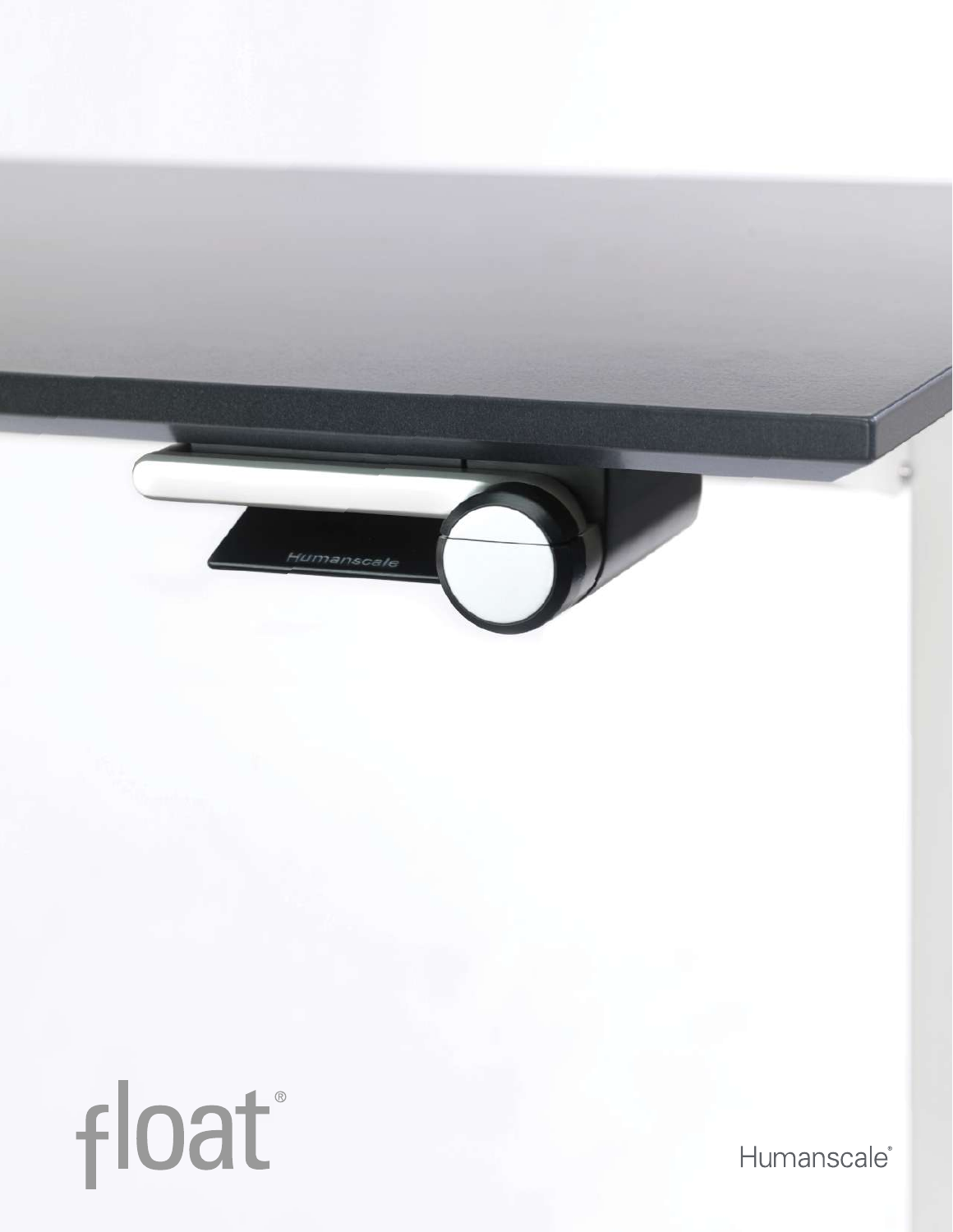# float®

Humanscale®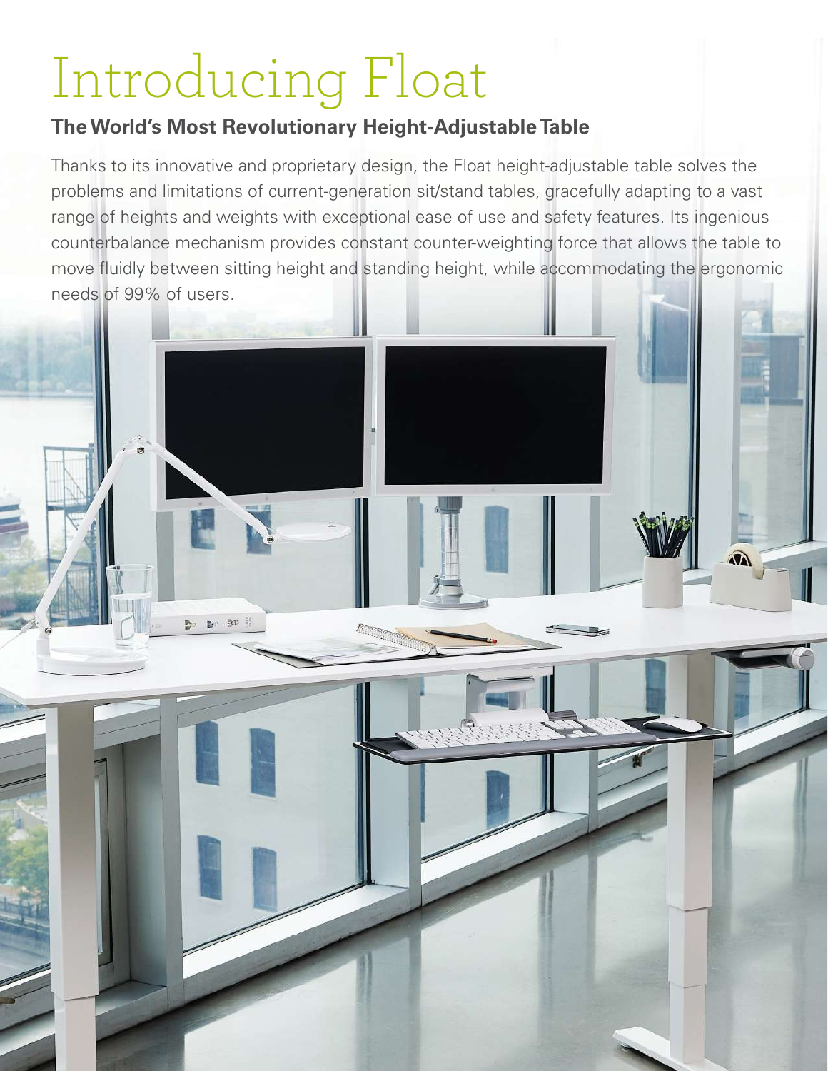# Introducing Float

**The World's Most Revolutionary Height-Adjustable Table**

Thanks to its innovative and proprietary design, the Float height-adjustable table solves the problems and limitations of current-generation sit/stand tables, gracefully adapting to a vast range of heights and weights with exceptional ease of use and safety features. Its ingenious counterbalance mechanism provides constant counter-weighting force that allows the table to move fluidly between sitting height and standing height, while accommodating the ergonomic needs of 99% of users.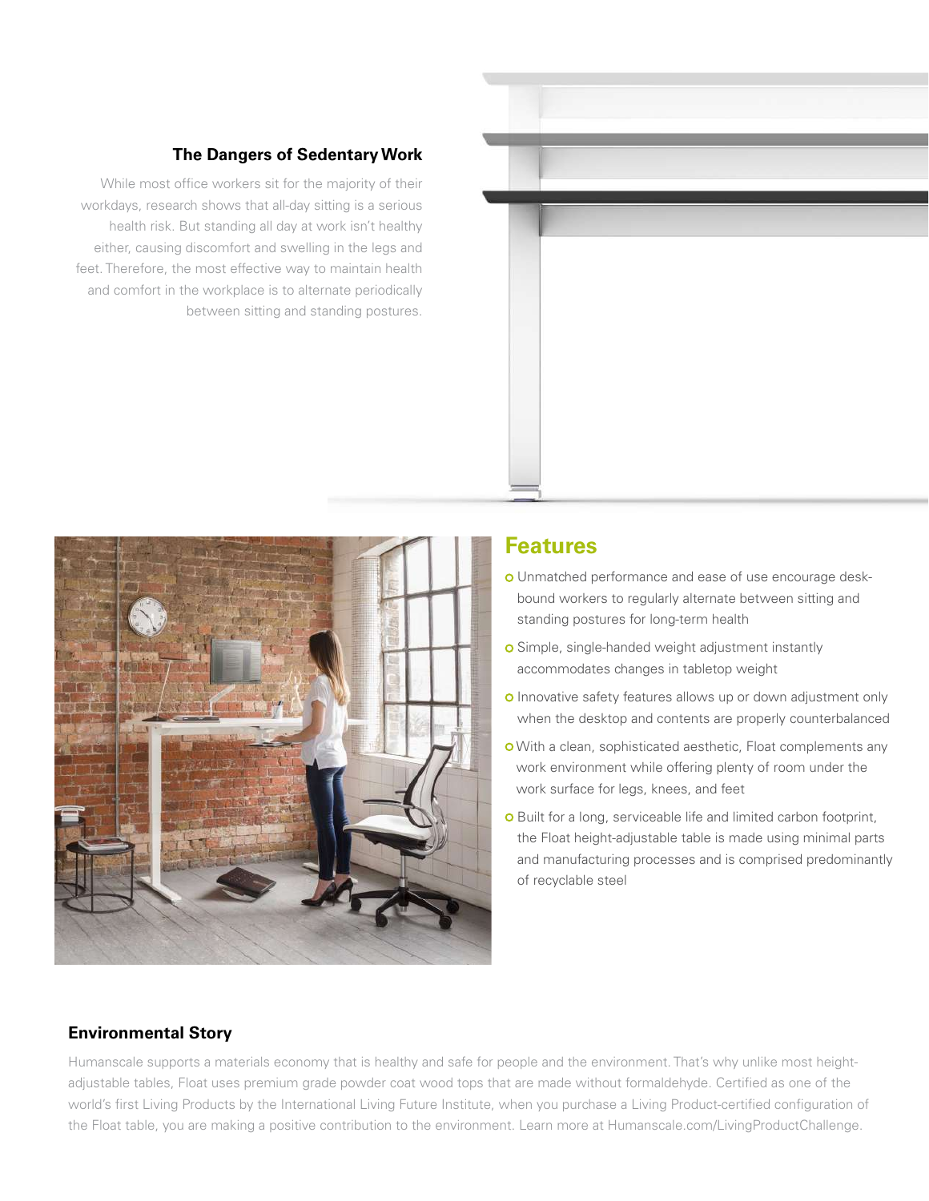## The Dangers of Sedentary Work

While most office workers sit for the majority of their workdays, research shows that all-day sitting is a serious health risk. But standing all day at work isn't healthy either, causing discomfort and swelling in the legs and feet. Therefore, the most effective way to maintain health and comfort in the workplace is to alternate periodically between sitting and standing postures.

## Features

- Unmatched performance and ease of use encourage desk-bound workers to regularly alternate between sitting and standing postures for long-term health
- Simple, single-handed weight adjustment instantly accommodates changes in tabletop weight
- Innovative safety features allows up or down adjustment only when the desktop and contents are properly counterbalanced
- With a clean, sophisticated aesthetic, Float complements any work environment while offering plenty of room under the work surface for legs, knees, and feet
- Built for a long, serviceable life and limited carbon footprint, the Float height-adjustable table is made using minimal parts and manufacturing processes and is comprised predominantly of recyclable steel

## Environmental Story

Humanscale supports a materials economy that is healthy and safe for people and the environment. That's why unlike most height-adjustable tables, Float uses premium grade powder coat wood tops that are made without formaldehyde. Certified as one of the world's first Living Products by the International Living Future Institute, when you purchase a Living Product-certified configuration of the Float table, you are making a positive contribution to the environment. Learn more at Humanscale.com/LivingProductChallenge.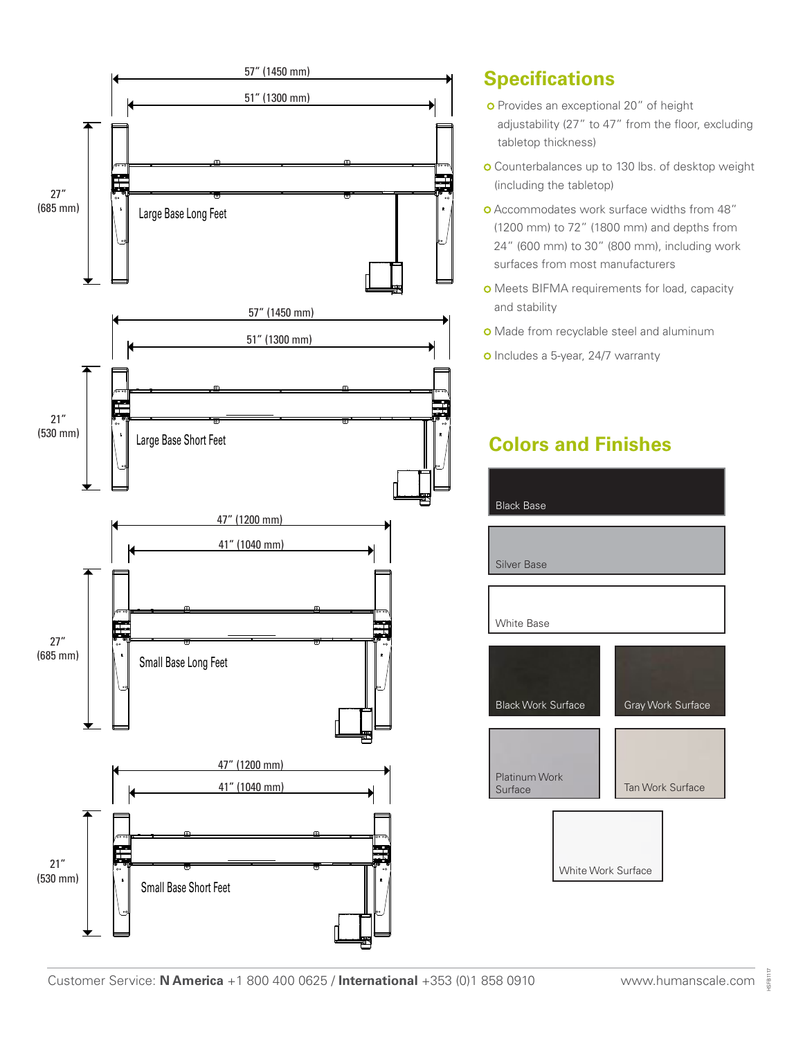57″ (1450 mm)

51″ (1300 mm)

27″ (685 mm)

Large Base Long Feet

57″ (1450 mm)

51″ (1300 mm)

21″ (530 mm)

Large Base Short Feet

47″ (1200 mm)

41″ (1040 mm)

27″ (685 mm)

Small Base Long Feet

47″ (1200 mm)

41″ (1040 mm)

21″ (530 mm)

Small Base Short Feet

## Specifications

- Provides an exceptional 20″ of height adjustability (27″ to 47″ from the floor, excluding tabletop thickness)
- Counterbalances up to 130 lbs. of desktop weight (including the tabletop)
- Accommodates work surface widths from 48″ (1200 mm) to 72″ (1800 mm) and depths from 24″ (600 mm) to 30″ (800 mm), including work surfaces from most manufacturers
- Meets BIFMA requirements for load, capacity and stability
- Made from recyclable steel and aluminum
- Includes a 5-year, 24/7 warranty

## Colors and Finishes

Black Base

Silver Base

White Base

Black Work Surface

Gray Work Surface

Platinum Work Surface

Tan Work Surface

White Work Surface

Customer Service: **N America** +1 800 400 0625 / **International** +353 (0)1 858 0910 www.humanscale.com